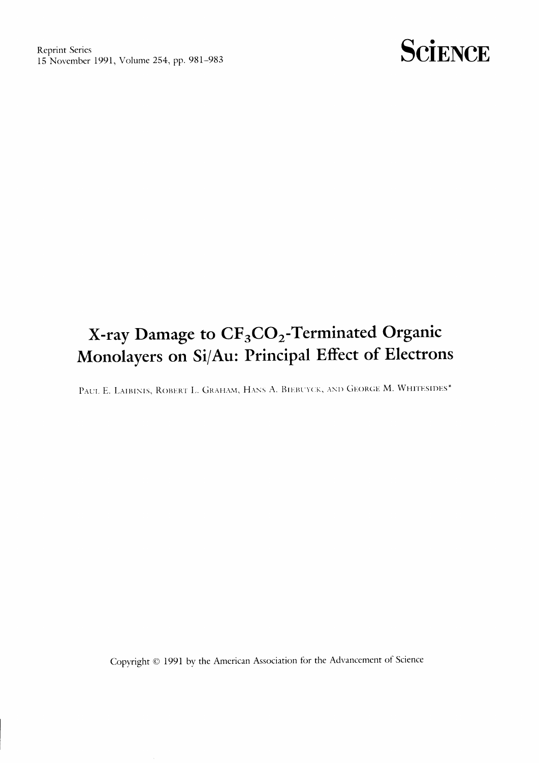Reprint Series
15 November 1991, Volume 254, pp. 981–983

**SCIENCE**

# X-ray Damage to $CF_3CO_2$-Terminated Organic Monolayers on Si/Au: Principal Effect of Electrons

PAUL E. LAIBINIS, ROBERT L. GRAHAM, HANS A. BIEBUYCK, AND GEORGE M. WHITESIDES*

Copyright © 1991 by the American Association for the Advancement of Science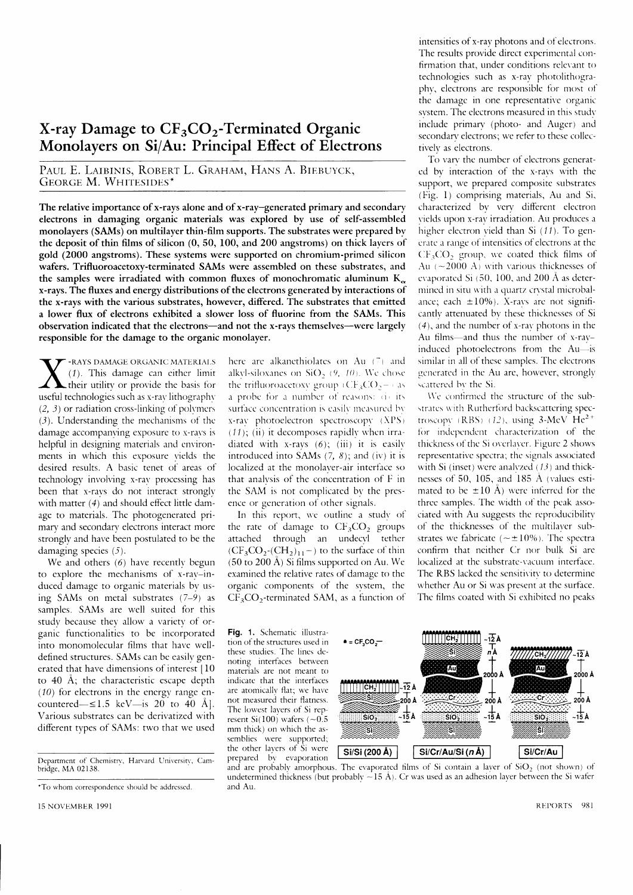# X-ray Damage to $CF_3CO_2$-Terminated Organic Monolayers on Si/Au: Principal Effect of Electrons

PAUL E. LAIBINIS, ROBERT L. GRAHAM, HANS A. BIEBUYCK, GEORGE M. WHITESIDES*

**The relative importance of x-rays alone and of x-ray–generated primary and secondary electrons in damaging organic materials was explored by use of self-assembled monolayers (SAMs) on multilayer thin-film supports. The substrates were prepared by the deposit of thin films of silicon (0, 50, 100, and 200 angstroms) on thick layers of gold (2000 angstroms). These systems were supported on chromium-primed silicon wafers. Trifluoroacetoxy-terminated SAMs were assembled on these substrates, and the samples were irradiated with common fluxes of monochromatic aluminum $K_\alpha$ x-rays. The fluxes and energy distributions of the electrons generated by interactions of the x-rays with the various substrates, however, differed. The substrates that emitted a lower flux of electrons exhibited a slower loss of fluorine from the SAMs. This observation indicated that the electrons—and not the x-rays themselves—were largely responsible for the damage to the organic monolayer.**

X-RAYS DAMAGE ORGANIC MATERIALS (1). This damage can either limit their utility or provide the basis for useful technologies such as x-ray lithography (2, 3) or radiation cross-linking of polymers (3). Understanding the mechanisms of the damage accompanying exposure to x-rays is helpful in designing materials and environments in which this exposure yields the desired results. A basic tenet of areas of technology involving x-ray processing has been that x-rays do not interact strongly with matter (4) and should effect little damage to materials. The photogenerated primary and secondary electrons interact more strongly and have been postulated to be the damaging species (5).

We and others (6) have recently begun to explore the mechanisms of x-ray–induced damage to organic materials by using SAMs on metal substrates (7–9) as samples. SAMs are well suited for this study because they allow a variety of organic functionalities to be incorporated into monomolecular films that have well-defined structures. SAMs can be easily generated that have dimensions of interest [10 to 40 Å; the characteristic escape depth (10) for electrons in the energy range encountered—≤1.5 keV—is 20 to 40 Å]. Various substrates can be derivatized with different types of SAMs: two that we used here are alkanethiolates on Au (7) and alkyl-siloxanes on $SiO_2$ (9, 10). We chose the trifluoroacetoxy group ($CF_3CO_2$–) as a probe for a number of reasons: (i) its surface concentration is easily measured by x-ray photoelectron spectroscopy (XPS) (11); (ii) it decomposes rapidly when irradiated with x-rays (6); (iii) it is easily introduced into SAMs (7, 8); and (iv) it is localized at the monolayer-air interface so that analysis of the concentration of F in the SAM is not complicated by the presence or generation of other signals.

In this report, we outline a study of the rate of damage to $CF_3CO_2$ groups attached through an undecyl tether ($CF_3CO_2$-$(CH_2)_{11}$–) to the surface of thin (50 to 200 Å) Si films supported on Au. We examined the relative rates of damage to the organic components of the system, the $CF_3CO_2$-terminated SAM, as a function of intensities of x-ray photons and of electrons. The results provide direct experimental confirmation that, under conditions relevant to technologies such as x-ray photolithography, electrons are responsible for most of the damage in one representative organic system. The electrons measured in this study include primary (photo- and Auger) and secondary electrons; we refer to these collectively as electrons.

To vary the number of electrons generated by interaction of the x-rays with the support, we prepared composite substrates (Fig. 1) comprising materials, Au and Si, characterized by very different electron yields upon x-ray irradiation. Au produces a higher electron yield than Si (11). To generate a range of intensities of electrons at the $CF_3CO_2$ group, we coated thick films of Au (~2000 Å) with various thicknesses of evaporated Si (50, 100, and 200 Å as determined in situ with a quartz crystal microbalance; each ±10%). X-rays are not significantly attenuated by these thicknesses of Si (4), and the number of x-ray photons in the Au films—and thus the number of x-ray–induced photoelectrons from the Au—is similar in all of these samples. The electrons generated in the Au are, however, strongly scattered by the Si.

We confirmed the structure of the substrates with Rutherford backscattering spectroscopy (RBS) (12), using 3-MeV $He^{2+}$ for independent characterization of the thickness of the Si overlayer. Figure 2 shows representative spectra; the signals associated with Si (inset) were analyzed (13) and thicknesses of 50, 105, and 185 Å (values estimated to be ±10 Å) were inferred for the three samples. The width of the peak associated with Au suggests the reproducibility of the thicknesses of the multilayer substrates we fabricate (~±10%). The spectra confirm that neither Cr nor bulk Si are localized at the substrate-vacuum interface. The RBS lacked the sensitivity to determine whether Au or Si was present at the surface. The films coated with Si exhibited no peaks

**Fig. 1.** Schematic illustration of the structures used in these studies. The lines denoting interfaces between materials are not meant to indicate that the interfaces are atomically flat; we have not measured their flatness. The lowest layers of Si represent Si(100) wafers (~0.5 mm thick) on which the assemblies were supported; the other layers of Si were prepared by evaporation and are probably amorphous. The evaporated films of Si contain a layer of $SiO_2$ (not shown) of undetermined thickness (but probably ~15 Å). Cr was used as an adhesion layer between the Si wafer and Au.

Department of Chemistry, Harvard University, Cambridge, MA 02138.

*To whom correspondence should be addressed.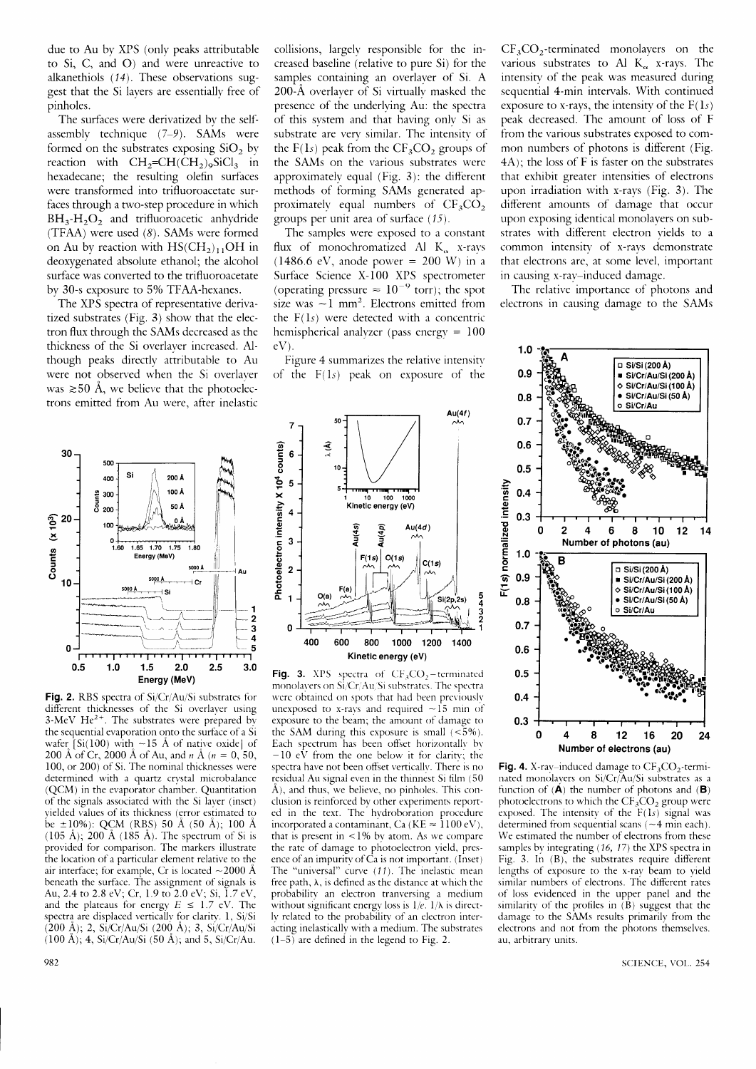due to Au by XPS (only peaks attributable to Si, C, and O) and were unreactive to alkanethiols (14). These observations suggest that the Si layers are essentially free of pinholes.

The surfaces were derivatized by the self-assembly technique (7–9). SAMs were formed on the substrates exposing $SiO_2$ by reaction with $CH_2{=}CH(CH_2)_9SiCl_3$ in hexadecane; the resulting olefin surfaces were transformed into trifluoroacetate surfaces through a two-step procedure in which $BH_3$-$H_2O_2$ and trifluoroacetic anhydride (TFAA) were used (8). SAMs were formed on Au by reaction with $HS(CH_2)_{11}OH$ in deoxygenated absolute ethanol; the alcohol surface was converted to the trifluoroacetate by 30-s exposure to 5% TFAA-hexanes.

The XPS spectra of representative derivatized substrates (Fig. 3) show that the electron flux through the SAMs decreased as the thickness of the Si overlayer increased. Although peaks directly attributable to Au were not observed when the Si overlayer was ≥50 Å, we believe that the photoelectrons emitted from Au were, after inelastic collisions, largely responsible for the increased baseline (relative to pure Si) for the samples containing an overlayer of Si. A 200-Å overlayer of Si virtually masked the presence of the underlying Au: the spectra of this system and that having only Si as substrate are very similar. The intensity of the F(1*s*) peak from the $CF_3CO_2$ groups of the SAMs on the various substrates were approximately equal (Fig. 3): the different methods of forming SAMs generated approximately equal numbers of $CF_3CO_2$ groups per unit area of surface (15).

The samples were exposed to a constant flux of monochromatized Al $K_\alpha$ x-rays (1486.6 eV, anode power = 200 W) in a Surface Science X-100 XPS spectrometer (operating pressure ≈ $10^{-9}$ torr); the spot size was ~1 $mm^2$. Electrons emitted from the F(1*s*) were detected with a concentric hemispherical analyzer (pass energy = 100 eV).

Figure 4 summarizes the relative intensity of the F(1*s*) peak on exposure of the $CF_3CO_2$-terminated monolayers on the various substrates to Al $K_\alpha$ x-rays. The intensity of the peak was measured during sequential 4-min intervals. With continued exposure to x-rays, the intensity of the F(1*s*) peak decreased. The amount of loss of F from the various substrates exposed to common numbers of photons is different (Fig. 4A); the loss of F is faster on the substrates that exhibit greater intensities of electrons upon irradiation with x-rays (Fig. 3). The different amounts of damage that occur upon exposing identical monolayers on substrates with different electron yields to a common intensity of x-rays demonstrate that electrons are, at some level, important in causing x-ray–induced damage.

The relative importance of photons and electrons in causing damage to the SAMs

**Fig. 2.** RBS spectra of Si/Cr/Au/Si substrates for different thicknesses of the Si overlayer using 3-MeV $He^{2+}$. The substrates were prepared by the sequential evaporation onto the surface of a Si wafer [Si(100) with ~15 Å of native oxide] of 200 Å of Cr, 2000 Å of Au, and *n* Å (*n* = 0, 50, 100, or 200) of Si. The nominal thicknesses were determined with a quartz crystal microbalance (QCM) in the evaporator chamber. Quantitation of the signals associated with the Si layer (inset) yielded values of its thickness (error estimated to be ±10%): QCM (RBS) 50 Å (50 Å); 100 Å (105 Å); 200 Å (185 Å). The spectrum of Si is provided for comparison. The markers illustrate the location of a particular element relative to the air interface; for example, Cr is located ~2000 Å beneath the surface. The assignment of signals is Au, 2.4 to 2.8 eV; Cr, 1.9 to 2.0 eV; Si, 1.7 eV, and the plateaus for energy *E* ≤ 1.7 eV. The spectra are displaced vertically for clarity. 1, Si/Si (200 Å); 2, Si/Cr/Au/Si (200 Å); 3, Si/Cr/Au/Si (100 Å); 4, Si/Cr/Au/Si (50 Å); and 5, Si/Cr/Au.

**Fig. 3.** XPS spectra of $CF_3CO_2$-terminated monolayers on Si/Cr/Au/Si substrates. The spectra were obtained on spots that had been previously unexposed to x-rays and required ~15 min of exposure to the beam; the amount of damage to the SAM during this exposure is small (<5%). Each spectrum has been offset horizontally by −10 eV from the one below it for clarity; the spectra have not been offset vertically. There is no residual Au signal even in the thinnest Si film (50 Å), and thus, we believe, no pinholes. This conclusion is reinforced by other experiments reported in the text. The hydroboration procedure incorporated a contaminant, Ca (KE ≈ 1100 eV), that is present in <1% by atom. As we compare the rate of damage to photoelectron yield, presence of an impurity of Ca is not important. (Inset) The "universal" curve (11). The inelastic mean free path, λ, is defined as the distance at which the probability an electron tranversing a medium without significant energy loss is 1/*e*. 1/λ is directly related to the probability of an electron interacting inelastically with a medium. The substrates (1–5) are defined in the legend to Fig. 2.

**Fig. 4.** X-ray–induced damage to $CF_3CO_2$-terminated monolayers on Si/Cr/Au/Si substrates as a function of (**A**) the number of photons and (**B**) photoelectrons to which the $CF_3CO_2$ group were exposed. The intensity of the F(1*s*) signal was determined from sequential scans (~4 min each). We estimated the number of electrons from these samples by integrating (16, 17) the XPS spectra in Fig. 3. In (B), the substrates require different lengths of exposure to the x-ray beam to yield similar numbers of electrons. The different rates of loss evidenced in the upper panel and the similarity of the profiles in (B) suggest that the damage to the SAMs results primarily from the electrons and not from the photons themselves. au, arbitrary units.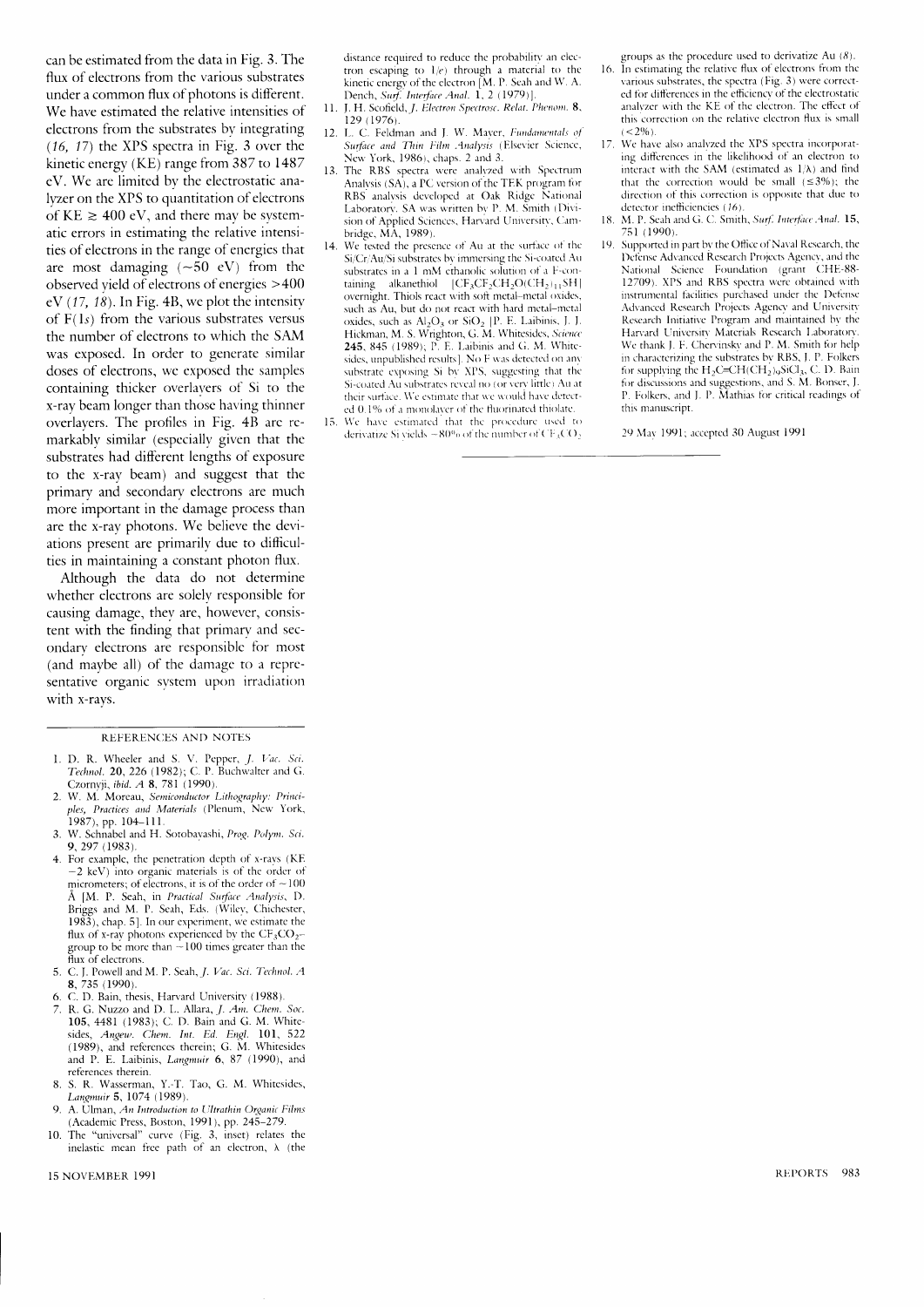can be estimated from the data in Fig. 3. The flux of electrons from the various substrates under a common flux of photons is different. We have estimated the relative intensities of electrons from the substrates by integrating (*16, 17*) the XPS spectra in Fig. 3 over the kinetic energy (KE) range from 387 to 1487 eV. We are limited by the electrostatic analyzer on the XPS to quantitation of electrons of KE $\gtrsim$ 400 eV, and there may be systematic errors in estimating the relative intensities of electrons in the range of energies that are most damaging (~50 eV) from the observed yield of electrons of energies >400 eV (*17, 18*). In Fig. 4B, we plot the intensity of F(1*s*) from the various substrates versus the number of electrons to which the SAM was exposed. In order to generate similar doses of electrons, we exposed the samples containing thicker overlayers of Si to the x-ray beam longer than those having thinner overlayers. The profiles in Fig. 4B are remarkably similar (especially given that the substrates had different lengths of exposure to the x-ray beam) and suggest that the primary and secondary electrons are much more important in the damage process than are the x-ray photons. We believe the deviations present are primarily due to difficulties in maintaining a constant photon flux.

Although the data do not determine whether electrons are solely responsible for causing damage, they are, however, consistent with the finding that primary and secondary electrons are responsible for most (and maybe all) of the damage to a representative organic system upon irradiation with x-rays.

## REFERENCES AND NOTES

1. D. R. Wheeler and S. V. Pepper, *J. Vac. Sci. Technol.* **20**, 226 (1982); C. P. Buchwalter and G. Czornyji, *ibid. A* **8**, 781 (1990).
2. W. M. Moreau, *Semiconductor Lithography: Principles, Practices and Materials* (Plenum, New York, 1987), pp. 104–111.
3. W. Schnabel and H. Sotobayashi, *Prog. Polym. Sci.* **9**, 297 (1983).
4. For example, the penetration depth of x-rays (KE ~2 keV) into organic materials is of the order of micrometers; of electrons, it is of the order of ~100 Å [M. P. Seah, in *Practical Surface Analysis*, D. Briggs and M. P. Seah, Eds. (Wiley, Chichester, 1983), chap. 5]. In our experiment, we estimate the flux of x-ray photons experienced by the $CF_3CO_2$– group to be more than ~100 times greater than the flux of electrons.
5. C. J. Powell and M. P. Seah, *J. Vac. Sci. Technol. A* **8**, 735 (1990).
6. C. D. Bain, thesis, Harvard University (1988).
7. R. G. Nuzzo and D. L. Allara, *J. Am. Chem. Soc.* **105**, 4481 (1983); C. D. Bain and G. M. Whitesides, *Angew. Chem. Int. Ed. Engl.* **101**, 522 (1989), and references therein; G. M. Whitesides and P. E. Laibinis, *Langmuir* **6**, 87 (1990), and references therein.
8. S. R. Wasserman, Y.-T. Tao, G. M. Whitesides, *Langmuir* **5**, 1074 (1989).
9. A. Ulman, *An Introduction to Ultrathin Organic Films* (Academic Press, Boston, 1991), pp. 245–279.
10. The "universal" curve (Fig. 3, inset) relates the inelastic mean free path of an electron, λ (the distance required to reduce the probability an electron escaping to 1/*e*) through a material to the kinetic energy of the electron [M. P. Seah and W. A. Dench, *Surf. Interface Anal.* **1**, 2 (1979)].
11. J. H. Scofield, *J. Electron Spectrosc. Relat. Phenom.* **8**, 129 (1976).
12. L. C. Feldman and J. W. Mayer, *Fundamentals of Surface and Thin Film Analysis* (Elsevier Science, New York, 1986), chaps. 2 and 3.
13. The RBS spectra were analyzed with Spectrum Analysis (SA), a PC version of the TEK program for RBS analysis developed at Oak Ridge National Laboratory. SA was written by P. M. Smith (Division of Applied Sciences, Harvard University, Cambridge, MA, 1989).
14. We tested the presence of Au at the surface of the Si/Cr/Au/Si substrates by immersing the Si-coated Au substrates in a 1 mM ethanolic solution of a F-containing alkanethiol [$CF_3CF_2CH_2O(CH_2)_{11}SH$] overnight. Thiols react with soft metal–metal oxides, such as Au, but do not react with hard metal–metal oxides, such as $Al_2O_3$ or $SiO_2$ [P. E. Laibinis, J. J. Hickman, M. S. Wrighton, G. M. Whitesides, *Science* **245**, 845 (1989); P. E. Laibinis and G. M. Whitesides, unpublished results]. No F was detected on any substrate exposing Si by XPS, suggesting that the Si-coated Au substrates reveal no (or very little) Au at their surface. We estimate that we would have detected 0.1% of a monolayer of the fluorinated thiolate.
15. We have estimated that the procedure used to derivatize Si yields ~80% of the number of $CF_3CO_2$ groups as the procedure used to derivatize Au (*8*).
16. In estimating the relative flux of electrons from the various substrates, the spectra (Fig. 3) were corrected for differences in the efficiency of the electrostatic analyzer with the KE of the electron. The effect of this correction on the relative electron flux is small (<2%).
17. We have also analyzed the XPS spectra incorporating differences in the likelihood of an electron to interact with the SAM (estimated as 1/λ) and find that the correction would be small (≤3%); the direction of this correction is opposite that due to detector inefficiencies (*16*).
18. M. P. Seah and G. C. Smith, *Surf. Interface Anal.* **15**, 751 (1990).
19. Supported in part by the Office of Naval Research, the Defense Advanced Research Projects Agency, and the National Science Foundation (grant CHE-88-12709). XPS and RBS spectra were obtained with instrumental facilities purchased under the Defense Advanced Research Projects Agency and University Research Initiative Program and maintained by the Harvard University Materials Research Laboratory. We thank J. F. Chervinsky and P. M. Smith for help in characterizing the substrates by RBS, J. P. Folkers for supplying the $H_2C{=}CH(CH_2)_9SiCl_3$, C. D. Bain for discussions and suggestions, and S. M. Bonser, J. P. Folkers, and J. P. Mathias for critical readings of this manuscript.

29 May 1991; accepted 30 August 1991